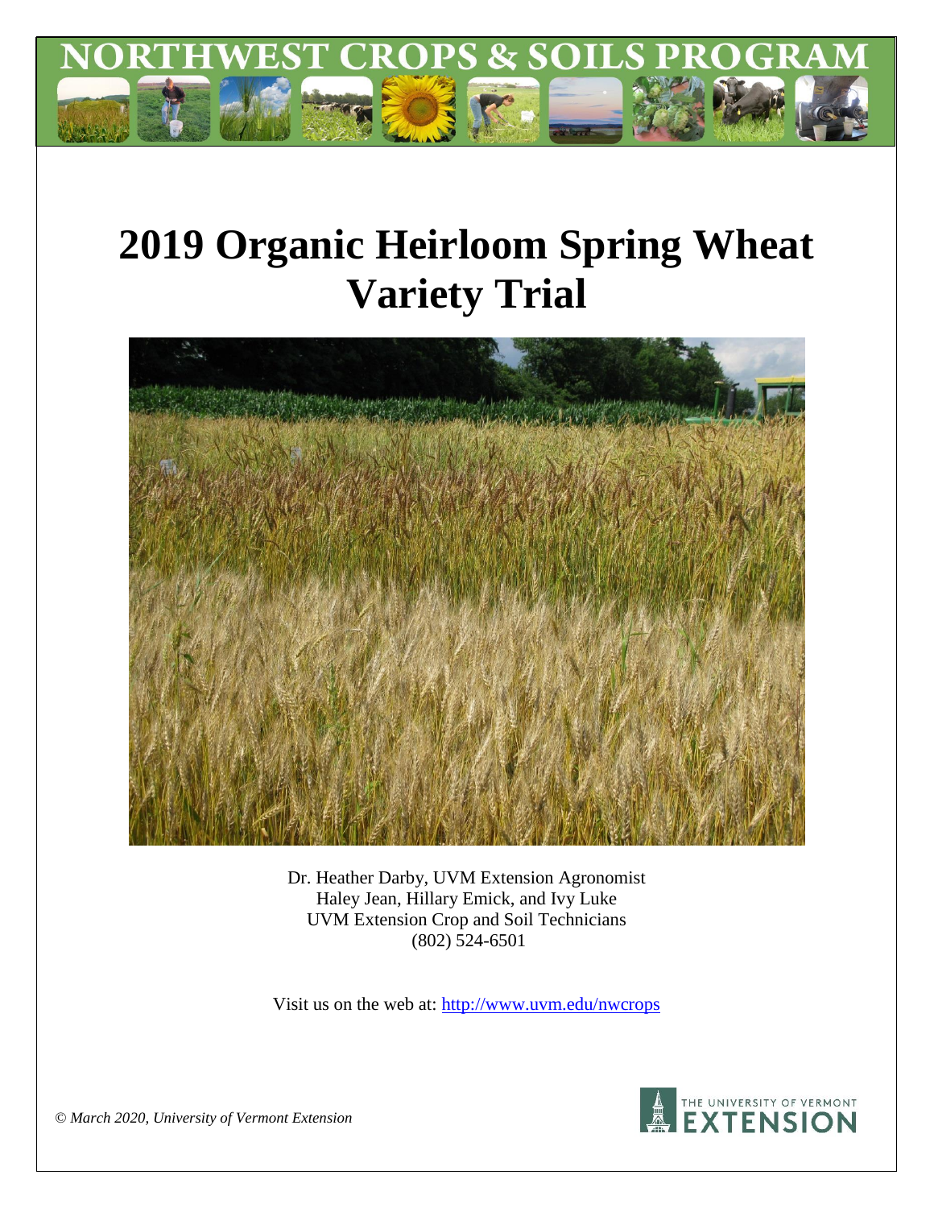# NORTHWEST CROPS & SOILS PROGRAM

# 2019 Organic Heirloom Spring Wheat Variety Trial

Dr. Heather Darby, UVM Extension Agronomist
Haley Jean, Hillary Emick, and Ivy Luke
UVM Extension Crop and Soil Technicians
(802) 524-6501

Visit us on the web at: http://www.uvm.edu/nwcrops

*© March 2020, University of Vermont Extension*

THE UNIVERSITY OF VERMONT EXTENSION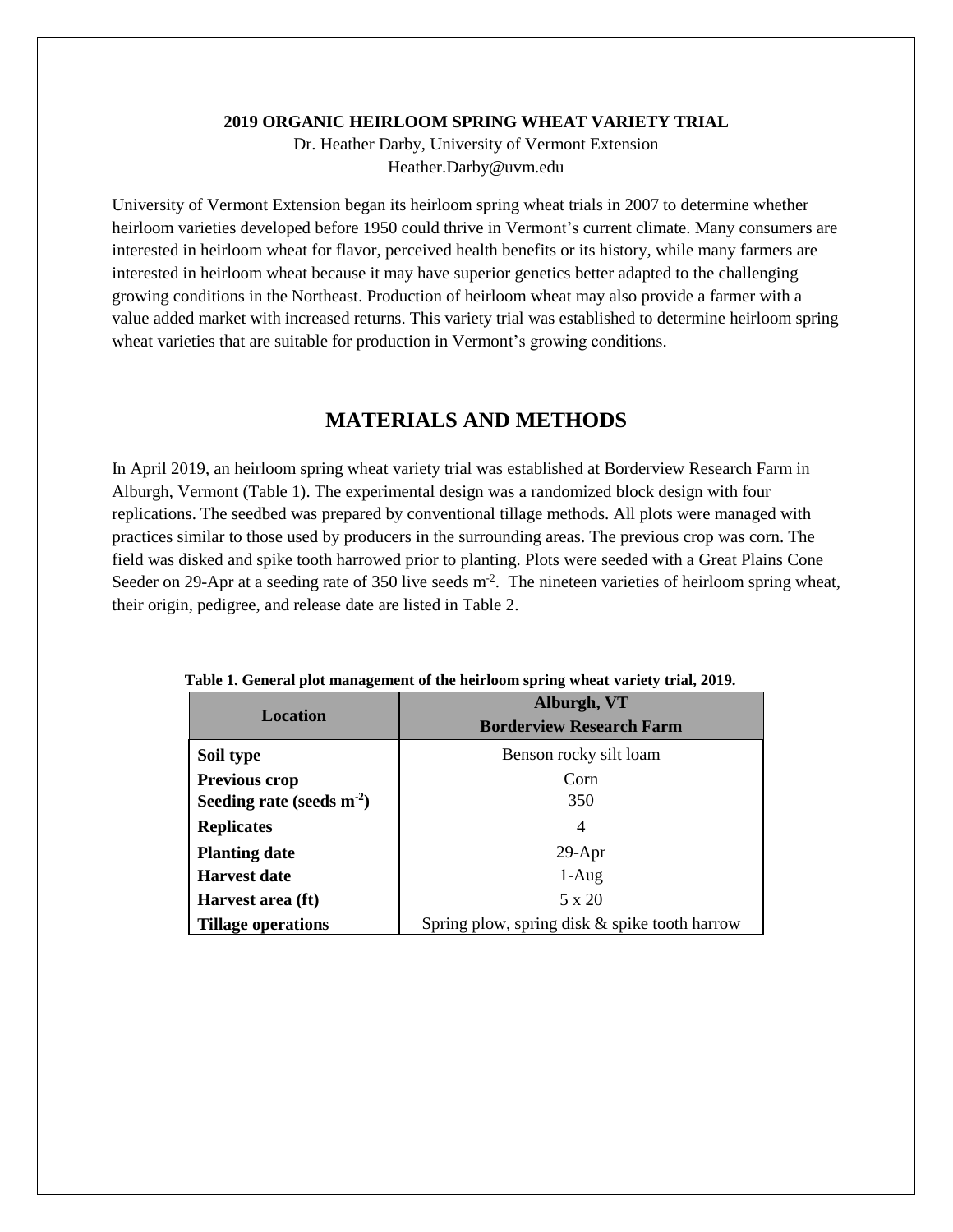**2019 ORGANIC HEIRLOOM SPRING WHEAT VARIETY TRIAL**

Dr. Heather Darby, University of Vermont Extension
Heather.Darby@uvm.edu

University of Vermont Extension began its heirloom spring wheat trials in 2007 to determine whether heirloom varieties developed before 1950 could thrive in Vermont's current climate. Many consumers are interested in heirloom wheat for flavor, perceived health benefits or its history, while many farmers are interested in heirloom wheat because it may have superior genetics better adapted to the challenging growing conditions in the Northeast. Production of heirloom wheat may also provide a farmer with a value added market with increased returns. This variety trial was established to determine heirloom spring wheat varieties that are suitable for production in Vermont's growing conditions.

## MATERIALS AND METHODS

In April 2019, an heirloom spring wheat variety trial was established at Borderview Research Farm in Alburgh, Vermont (Table 1). The experimental design was a randomized block design with four replications. The seedbed was prepared by conventional tillage methods. All plots were managed with practices similar to those used by producers in the surrounding areas. The previous crop was corn. The field was disked and spike tooth harrowed prior to planting. Plots were seeded with a Great Plains Cone Seeder on 29-Apr at a seeding rate of 350 live seeds $m^{-2}$. The nineteen varieties of heirloom spring wheat, their origin, pedigree, and release date are listed in Table 2.

**Table 1. General plot management of the heirloom spring wheat variety trial, 2019.**

| Location | Alburgh, VT Borderview Research Farm |
|---|---|
| **Soil type** | Benson rocky silt loam |
| **Previous crop** | Corn |
| **Seeding rate (seeds $m^{-2}$)** | 350 |
| **Replicates** | 4 |
| **Planting date** | 29-Apr |
| **Harvest date** | 1-Aug |
| **Harvest area (ft)** | 5 x 20 |
| **Tillage operations** | Spring plow, spring disk & spike tooth harrow |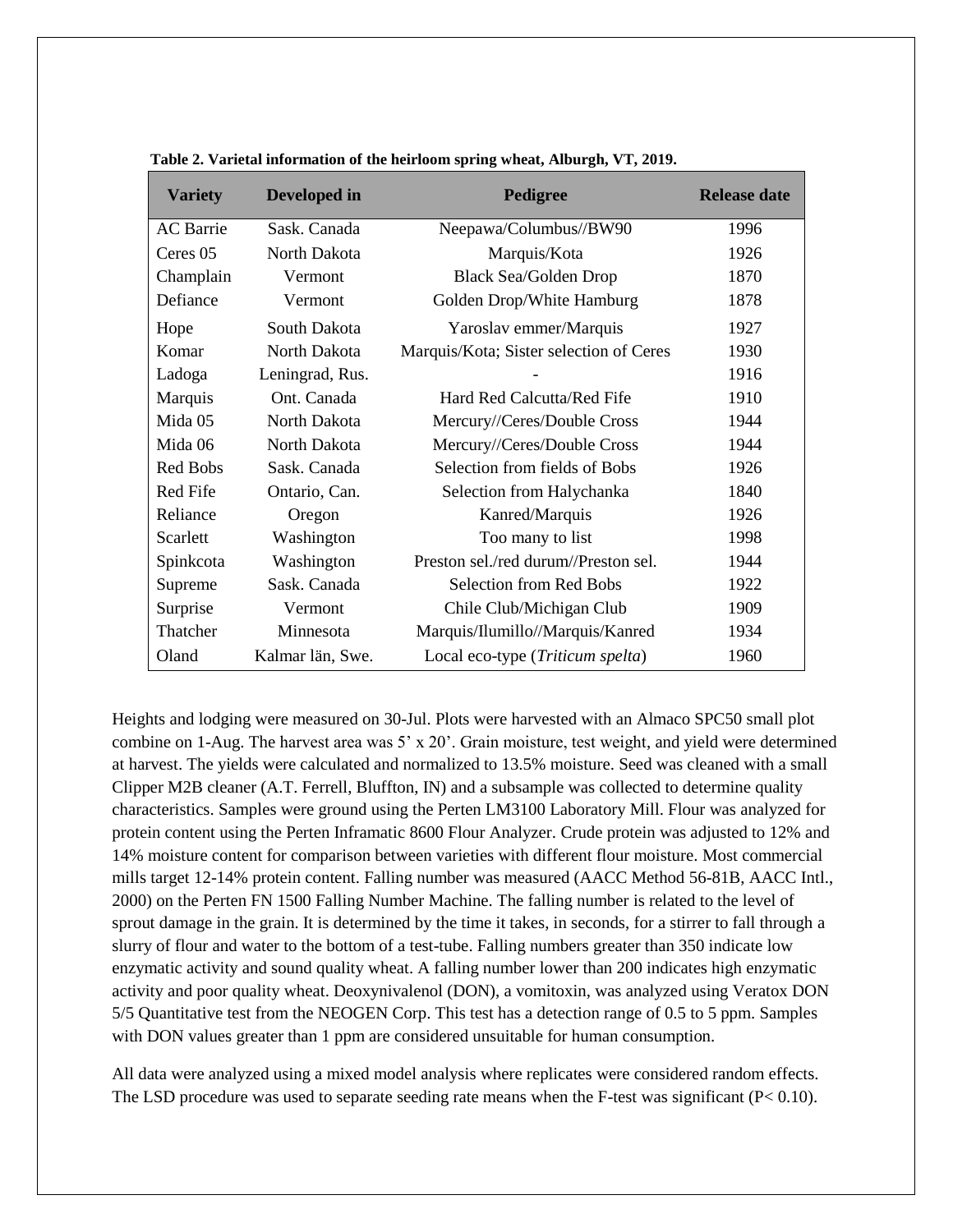**Table 2. Varietal information of the heirloom spring wheat, Alburgh, VT, 2019.**

| Variety | Developed in | Pedigree | Release date |
|---|---|---|---|
| AC Barrie | Sask. Canada | Neepawa/Columbus//BW90 | 1996 |
| Ceres 05 | North Dakota | Marquis/Kota | 1926 |
| Champlain | Vermont | Black Sea/Golden Drop | 1870 |
| Defiance | Vermont | Golden Drop/White Hamburg | 1878 |
| Hope | South Dakota | Yaroslav emmer/Marquis | 1927 |
| Komar | North Dakota | Marquis/Kota; Sister selection of Ceres | 1930 |
| Ladoga | Leningrad, Rus. | - | 1916 |
| Marquis | Ont. Canada | Hard Red Calcutta/Red Fife | 1910 |
| Mida 05 | North Dakota | Mercury//Ceres/Double Cross | 1944 |
| Mida 06 | North Dakota | Mercury//Ceres/Double Cross | 1944 |
| Red Bobs | Sask. Canada | Selection from fields of Bobs | 1926 |
| Red Fife | Ontario, Can. | Selection from Halychanka | 1840 |
| Reliance | Oregon | Kanred/Marquis | 1926 |
| Scarlett | Washington | Too many to list | 1998 |
| Spinkcota | Washington | Preston sel./red durum//Preston sel. | 1944 |
| Supreme | Sask. Canada | Selection from Red Bobs | 1922 |
| Surprise | Vermont | Chile Club/Michigan Club | 1909 |
| Thatcher | Minnesota | Marquis/Ilumillo//Marquis/Kanred | 1934 |
| Oland | Kalmar län, Swe. | Local eco-type (*Triticum spelta*) | 1960 |

Heights and lodging were measured on 30-Jul. Plots were harvested with an Almaco SPC50 small plot combine on 1-Aug. The harvest area was 5' x 20'. Grain moisture, test weight, and yield were determined at harvest. The yields were calculated and normalized to 13.5% moisture. Seed was cleaned with a small Clipper M2B cleaner (A.T. Ferrell, Bluffton, IN) and a subsample was collected to determine quality characteristics. Samples were ground using the Perten LM3100 Laboratory Mill. Flour was analyzed for protein content using the Perten Inframatic 8600 Flour Analyzer. Crude protein was adjusted to 12% and 14% moisture content for comparison between varieties with different flour moisture. Most commercial mills target 12-14% protein content. Falling number was measured (AACC Method 56-81B, AACC Intl., 2000) on the Perten FN 1500 Falling Number Machine. The falling number is related to the level of sprout damage in the grain. It is determined by the time it takes, in seconds, for a stirrer to fall through a slurry of flour and water to the bottom of a test-tube. Falling numbers greater than 350 indicate low enzymatic activity and sound quality wheat. A falling number lower than 200 indicates high enzymatic activity and poor quality wheat. Deoxynivalenol (DON), a vomitoxin, was analyzed using Veratox DON 5/5 Quantitative test from the NEOGEN Corp. This test has a detection range of 0.5 to 5 ppm. Samples with DON values greater than 1 ppm are considered unsuitable for human consumption.

All data were analyzed using a mixed model analysis where replicates were considered random effects. The LSD procedure was used to separate seeding rate means when the F-test was significant ($P < 0.10$).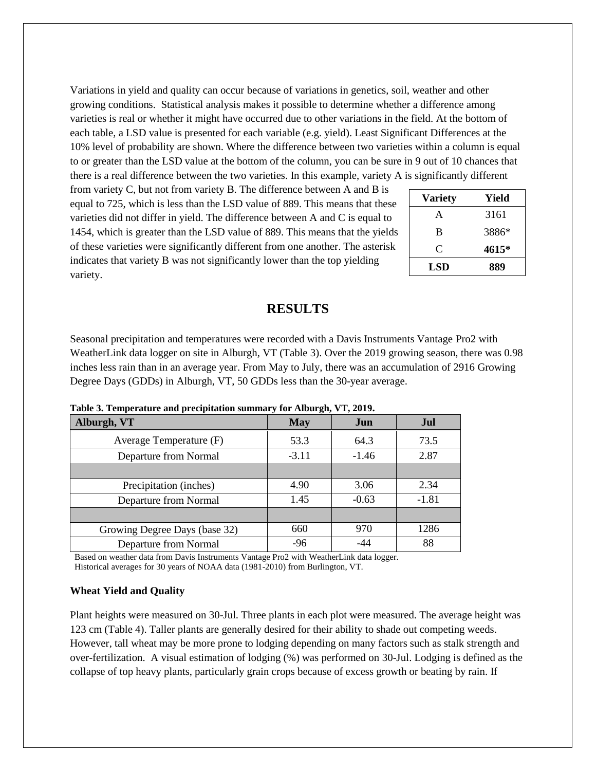Variations in yield and quality can occur because of variations in genetics, soil, weather and other growing conditions. Statistical analysis makes it possible to determine whether a difference among varieties is real or whether it might have occurred due to other variations in the field. At the bottom of each table, a LSD value is presented for each variable (e.g. yield). Least Significant Differences at the 10% level of probability are shown. Where the difference between two varieties within a column is equal to or greater than the LSD value at the bottom of the column, you can be sure in 9 out of 10 chances that there is a real difference between the two varieties. In this example, variety A is significantly different from variety C, but not from variety B. The difference between A and B is equal to 725, which is less than the LSD value of 889. This means that these varieties did not differ in yield. The difference between A and C is equal to 1454, which is greater than the LSD value of 889. This means that the yields of these varieties were significantly different from one another. The asterisk indicates that variety B was not significantly lower than the top yielding variety.

| Variety | Yield |
|---|---|
| A | 3161 |
| B | 3886* |
| C | **4615*** |
| **LSD** | **889** |

## RESULTS

Seasonal precipitation and temperatures were recorded with a Davis Instruments Vantage Pro2 with WeatherLink data logger on site in Alburgh, VT (Table 3). Over the 2019 growing season, there was 0.98 inches less rain than in an average year. From May to July, there was an accumulation of 2916 Growing Degree Days (GDDs) in Alburgh, VT, 50 GDDs less than the 30-year average.

**Table 3. Temperature and precipitation summary for Alburgh, VT, 2019.**

| Alburgh, VT | May | Jun | Jul |
|---|---|---|---|
| Average Temperature (F) | 53.3 | 64.3 | 73.5 |
| Departure from Normal | -3.11 | -1.46 | 2.87 |
| | | | |
| Precipitation (inches) | 4.90 | 3.06 | 2.34 |
| Departure from Normal | 1.45 | -0.63 | -1.81 |
| | | | |
| Growing Degree Days (base 32) | 660 | 970 | 1286 |
| Departure from Normal | -96 | -44 | 88 |

Based on weather data from Davis Instruments Vantage Pro2 with WeatherLink data logger.
Historical averages for 30 years of NOAA data (1981-2010) from Burlington, VT.

**Wheat Yield and Quality**

Plant heights were measured on 30-Jul. Three plants in each plot were measured. The average height was 123 cm (Table 4). Taller plants are generally desired for their ability to shade out competing weeds. However, tall wheat may be more prone to lodging depending on many factors such as stalk strength and over-fertilization. A visual estimation of lodging (%) was performed on 30-Jul. Lodging is defined as the collapse of top heavy plants, particularly grain crops because of excess growth or beating by rain. If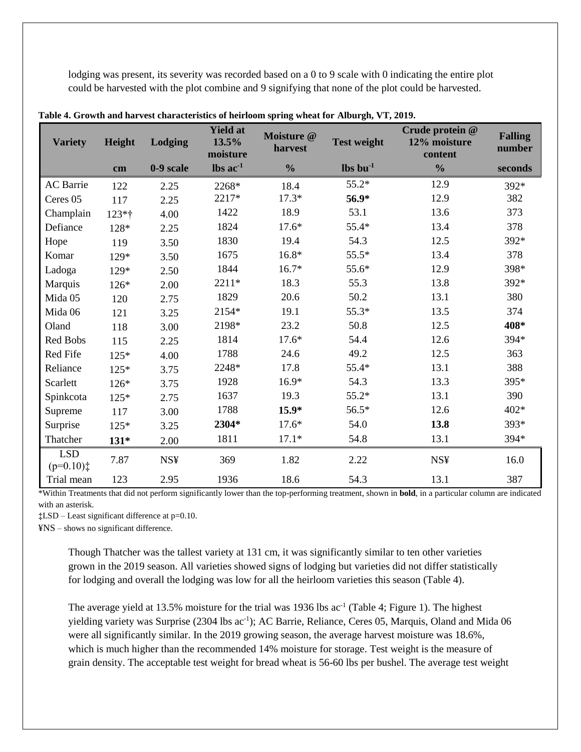lodging was present, its severity was recorded based on a 0 to 9 scale with 0 indicating the entire plot could be harvested with the plot combine and 9 signifying that none of the plot could be harvested.

**Table 4. Growth and harvest characteristics of heirloom spring wheat for Alburgh, VT, 2019.**

| Variety | Height | Lodging | Yield at 13.5% moisture | Moisture @ harvest | Test weight | Crude protein @ 12% moisture content | Falling number |
|---|---|---|---|---|---|---|---|
| | cm | 0-9 scale | lbs ac$^{-1}$ | % | lbs bu$^{-1}$ | % | seconds |
| AC Barrie | 122 | 2.25 | 2268* | 18.4 | 55.2* | 12.9 | 392* |
| Ceres 05 | 117 | 2.25 | 2217* | 17.3* | **56.9*** | 12.9 | 382 |
| Champlain | 123*† | 4.00 | 1422 | 18.9 | 53.1 | 13.6 | 373 |
| Defiance | 128* | 2.25 | 1824 | 17.6* | 55.4* | 13.4 | 378 |
| Hope | 119 | 3.50 | 1830 | 19.4 | 54.3 | 12.5 | 392* |
| Komar | 129* | 3.50 | 1675 | 16.8* | 55.5* | 13.4 | 378 |
| Ladoga | 129* | 2.50 | 1844 | 16.7* | 55.6* | 12.9 | 398* |
| Marquis | 126* | 2.00 | 2211* | 18.3 | 55.3 | 13.8 | 392* |
| Mida 05 | 120 | 2.75 | 1829 | 20.6 | 50.2 | 13.1 | 380 |
| Mida 06 | 121 | 3.25 | 2154* | 19.1 | 55.3* | 13.5 | 374 |
| Oland | 118 | 3.00 | 2198* | 23.2 | 50.8 | 12.5 | **408*** |
| Red Bobs | 115 | 2.25 | 1814 | 17.6* | 54.4 | 12.6 | 394* |
| Red Fife | 125* | 4.00 | 1788 | 24.6 | 49.2 | 12.5 | 363 |
| Reliance | 125* | 3.75 | 2248* | 17.8 | 55.4* | 13.1 | 388 |
| Scarlett | 126* | 3.75 | 1928 | 16.9* | 54.3 | 13.3 | 395* |
| Spinkcota | 125* | 2.75 | 1637 | 19.3 | 55.2* | 13.1 | 390 |
| Supreme | 117 | 3.00 | 1788 | **15.9*** | 56.5* | 12.6 | 402* |
| Surprise | 125* | 3.25 | **2304*** | 17.6* | 54.0 | **13.8** | 393* |
| Thatcher | **131*** | 2.00 | 1811 | 17.1* | 54.8 | 13.1 | 394* |
| LSD (p=0.10)‡ | 7.87 | NS¥ | 369 | 1.82 | 2.22 | NS¥ | 16.0 |
| Trial mean | 123 | 2.95 | 1936 | 18.6 | 54.3 | 13.1 | 387 |

*Within Treatments that did not perform significantly lower than the top-performing treatment, shown in **bold**, in a particular column are indicated with an asterisk.

‡LSD – Least significant difference at p=0.10.

¥NS – shows no significant difference.

Though Thatcher was the tallest variety at 131 cm, it was significantly similar to ten other varieties grown in the 2019 season. All varieties showed signs of lodging but varieties did not differ statistically for lodging and overall the lodging was low for all the heirloom varieties this season (Table 4).

The average yield at 13.5% moisture for the trial was 1936 lbs ac$^{-1}$ (Table 4; Figure 1). The highest yielding variety was Surprise (2304 lbs ac$^{-1}$); AC Barrie, Reliance, Ceres 05, Marquis, Oland and Mida 06 were all significantly similar. In the 2019 growing season, the average harvest moisture was 18.6%, which is much higher than the recommended 14% moisture for storage. Test weight is the measure of grain density. The acceptable test weight for bread wheat is 56-60 lbs per bushel. The average test weight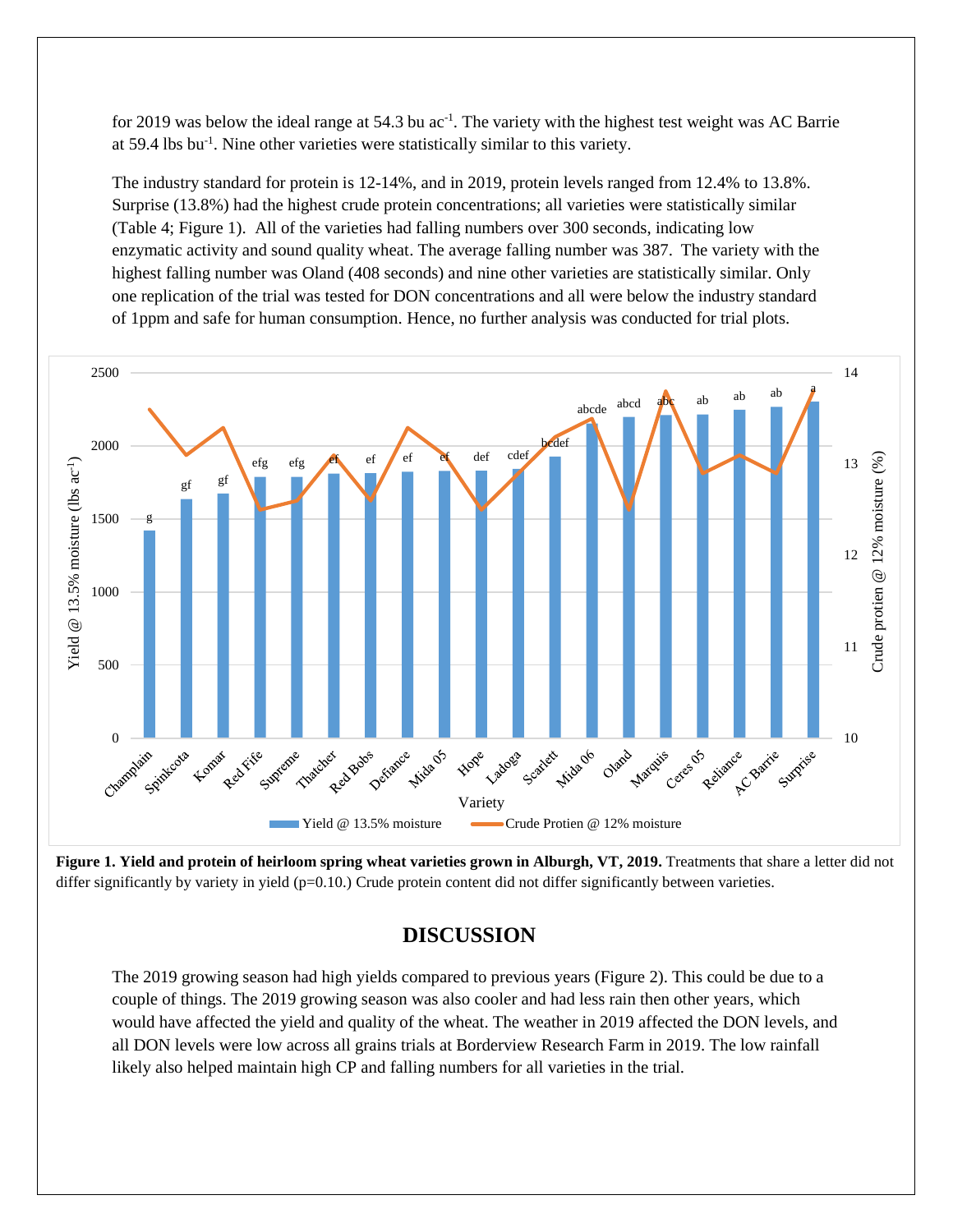for 2019 was below the ideal range at 54.3 bu ac$^{-1}$. The variety with the highest test weight was AC Barrie at 59.4 lbs bu$^{-1}$. Nine other varieties were statistically similar to this variety.

The industry standard for protein is 12-14%, and in 2019, protein levels ranged from 12.4% to 13.8%. Surprise (13.8%) had the highest crude protein concentrations; all varieties were statistically similar (Table 4; Figure 1). All of the varieties had falling numbers over 300 seconds, indicating low enzymatic activity and sound quality wheat. The average falling number was 387. The variety with the highest falling number was Oland (408 seconds) and nine other varieties are statistically similar. Only one replication of the trial was tested for DON concentrations and all were below the industry standard of 1ppm and safe for human consumption. Hence, no further analysis was conducted for trial plots.

**Figure 1. Yield and protein of heirloom spring wheat varieties grown in Alburgh, VT, 2019.** Treatments that share a letter did not differ significantly by variety in yield (p=0.10.) Crude protein content did not differ significantly between varieties.

## DISCUSSION

The 2019 growing season had high yields compared to previous years (Figure 2). This could be due to a couple of things. The 2019 growing season was also cooler and had less rain then other years, which would have affected the yield and quality of the wheat. The weather in 2019 affected the DON levels, and all DON levels were low across all grains trials at Borderview Research Farm in 2019. The low rainfall likely also helped maintain high CP and falling numbers for all varieties in the trial.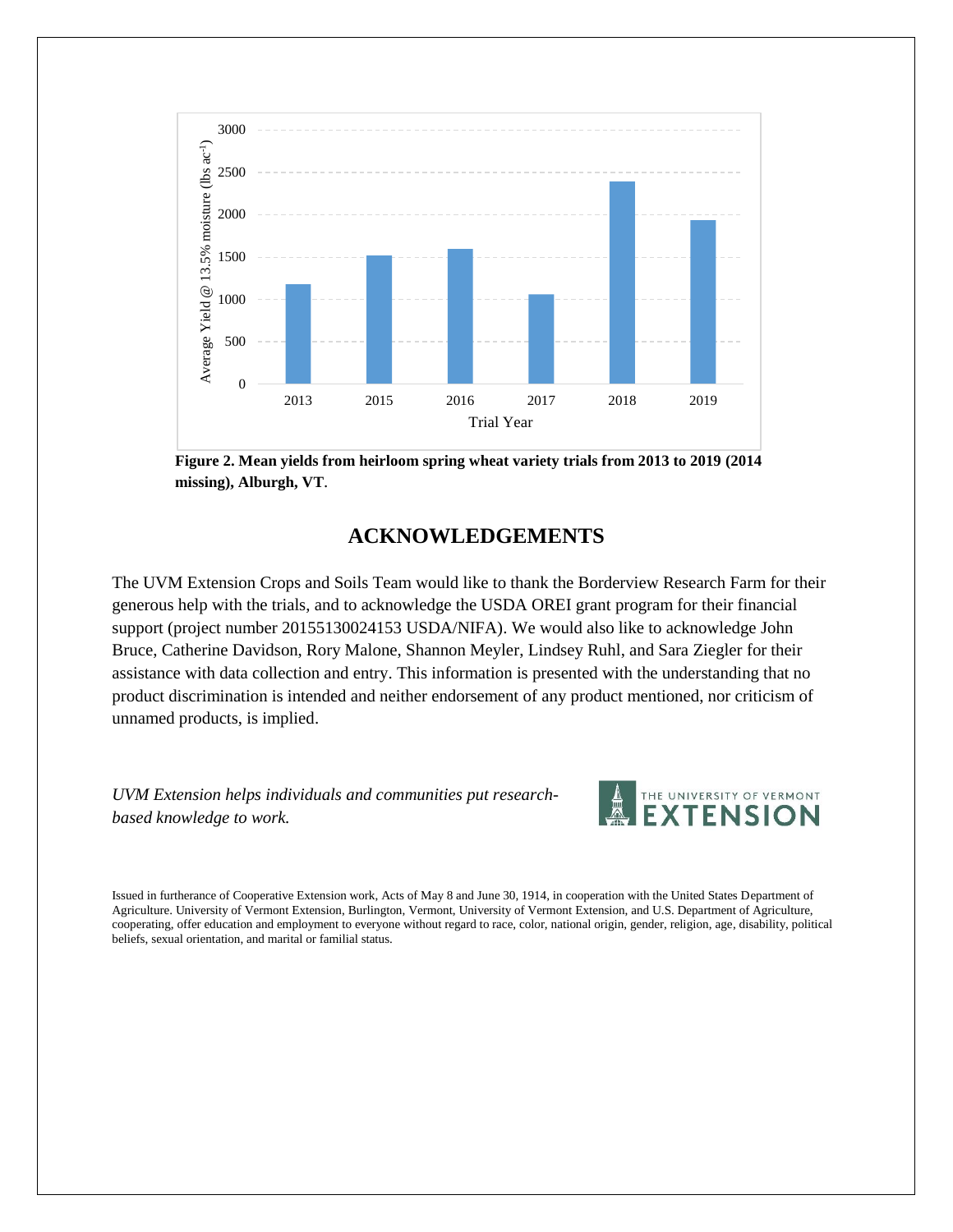3000

2500

2000

1500

1000

500

0

Average Yield @ 13.5% moisture (lbs ac$^{-1}$)

2013

2015

2016

2017

2018

2019

Trial Year

**Figure 2. Mean yields from heirloom spring wheat variety trials from 2013 to 2019 (2014 missing), Alburgh, VT**.

## ACKNOWLEDGEMENTS

The UVM Extension Crops and Soils Team would like to thank the Borderview Research Farm for their generous help with the trials, and to acknowledge the USDA OREI grant program for their financial support (project number 20155130024153 USDA/NIFA). We would also like to acknowledge John Bruce, Catherine Davidson, Rory Malone, Shannon Meyler, Lindsey Ruhl, and Sara Ziegler for their assistance with data collection and entry. This information is presented with the understanding that no product discrimination is intended and neither endorsement of any product mentioned, nor criticism of unnamed products, is implied.

*UVM Extension helps individuals and communities put research-based knowledge to work.*

THE UNIVERSITY OF VERMONT EXTENSION

Issued in furtherance of Cooperative Extension work, Acts of May 8 and June 30, 1914, in cooperation with the United States Department of Agriculture. University of Vermont Extension, Burlington, Vermont, University of Vermont Extension, and U.S. Department of Agriculture, cooperating, offer education and employment to everyone without regard to race, color, national origin, gender, religion, age, disability, political beliefs, sexual orientation, and marital or familial status.